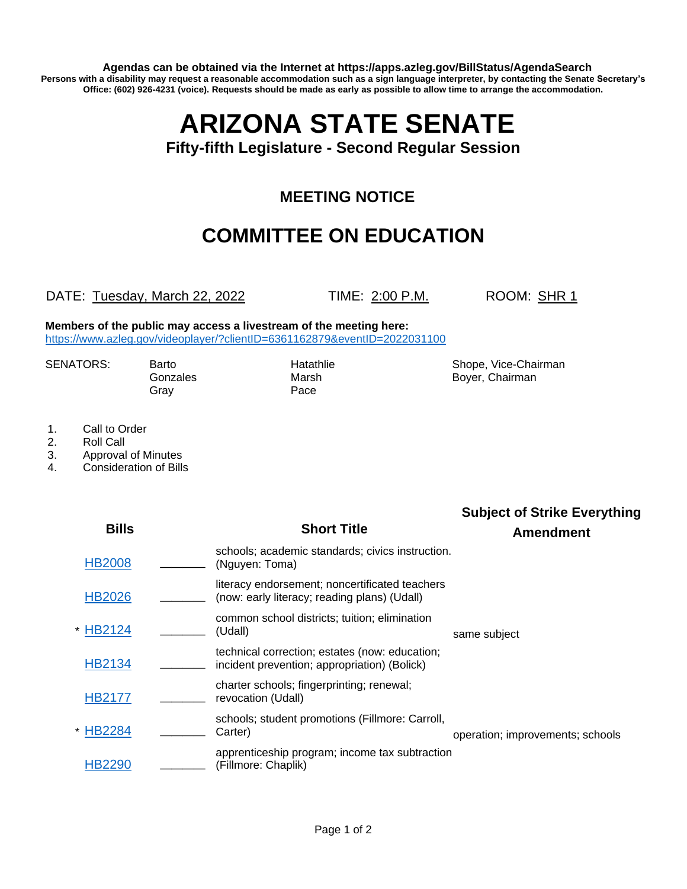**Agendas can be obtained via the Internet at https://apps.azleg.gov/BillStatus/AgendaSearch**

**Persons with a disability may request a reasonable accommodation such as a sign language interpreter, by contacting the Senate Secretary's Office: (602) 926-4231 (voice). Requests should be made as early as possible to allow time to arrange the accommodation.**

# ARIZONA STATE SENATE

### Fifty-fifth Legislature - Second Regular Session

## MEETING NOTICE

# COMMITTEE ON EDUCATION

DATE: Tuesday, March 22, 2022 TIME: 2:00 P.M. ROOM: SHR 1

**Members of the public may access a livestream of the meeting here:**
https://www.azleg.gov/videoplayer/?clientID=6361162879&eventID=2022031100

SENATORS: Barto, Gonzales, Gray, Hatathlie, Marsh, Pace, Shope, Vice-Chairman, Boyer, Chairman

1. Call to Order
2. Roll Call
3. Approval of Minutes
4. Consideration of Bills

| Bills | | Short Title | Subject of Strike Everything Amendment |
|---|---|---|---|
| HB2008 | _______ | schools; academic standards; civics instruction. (Nguyen: Toma) | |
| HB2026 | _______ | literacy endorsement; noncertificated teachers (now: early literacy; reading plans) (Udall) | |
| * HB2124 | _______ | common school districts; tuition; elimination (Udall) | same subject |
| HB2134 | _______ | technical correction; estates (now: education; incident prevention; appropriation) (Bolick) | |
| HB2177 | _______ | charter schools; fingerprinting; renewal; revocation (Udall) | |
| * HB2284 | _______ | schools; student promotions (Fillmore: Carroll, Carter) | operation; improvements; schools |
| HB2290 | _______ | apprenticeship program; income tax subtraction (Fillmore: Chaplik) | |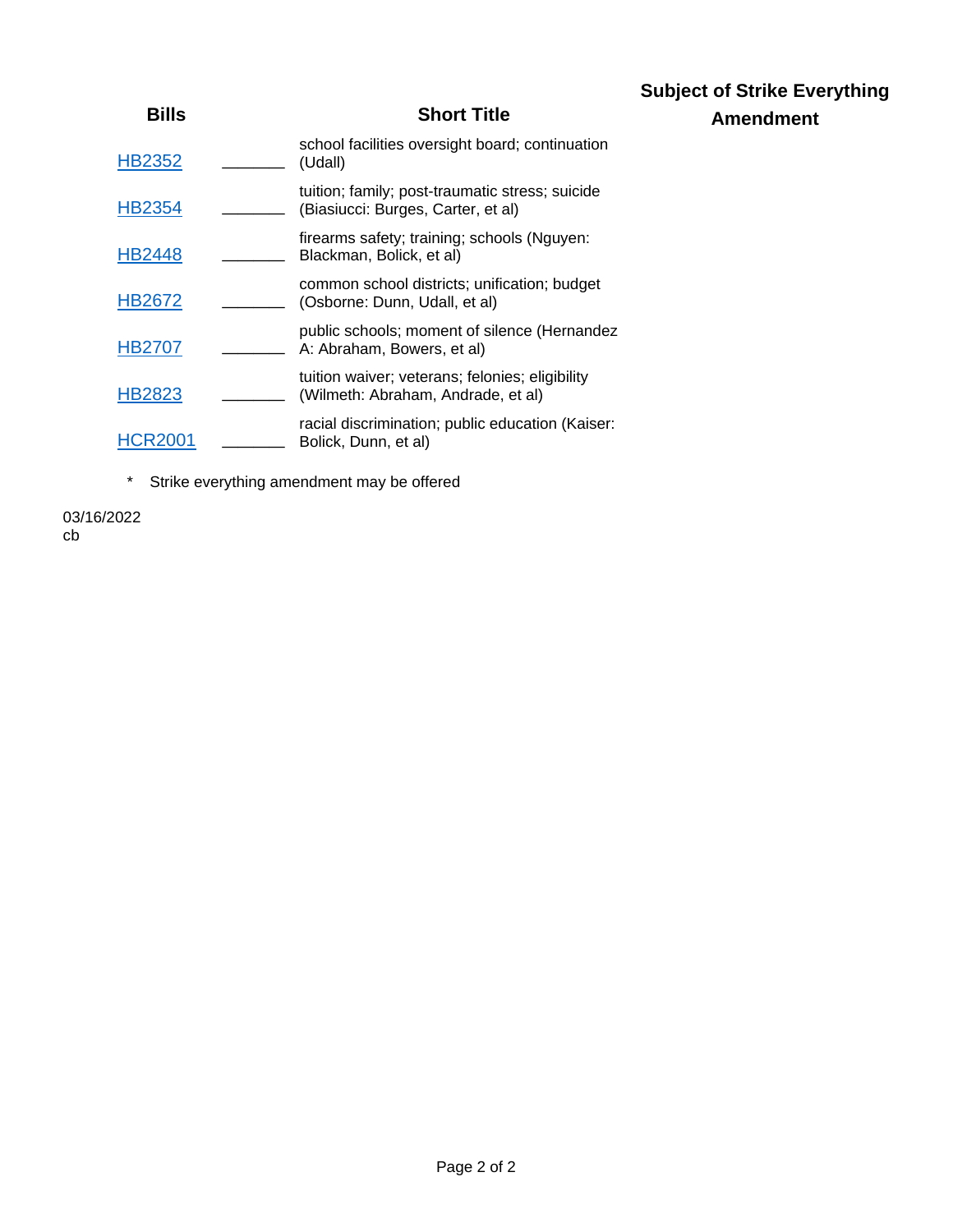| Bills | | Short Title | Subject of Strike Everything Amendment |
| --- | --- | --- | --- |
| HB2352 | _______ | school facilities oversight board; continuation (Udall) | |
| HB2354 | _______ | tuition; family; post-traumatic stress; suicide (Biasiucci: Burges, Carter, et al) | |
| HB2448 | _______ | firearms safety; training; schools (Nguyen: Blackman, Bolick, et al) | |
| HB2672 | _______ | common school districts; unification; budget (Osborne: Dunn, Udall, et al) | |
| HB2707 | _______ | public schools; moment of silence (Hernandez A: Abraham, Bowers, et al) | |
| HB2823 | _______ | tuition waiver; veterans; felonies; eligibility (Wilmeth: Abraham, Andrade, et al) | |
| HCR2001 | _______ | racial discrimination; public education (Kaiser: Bolick, Dunn, et al) | |

\* Strike everything amendment may be offered

03/16/2022
cb